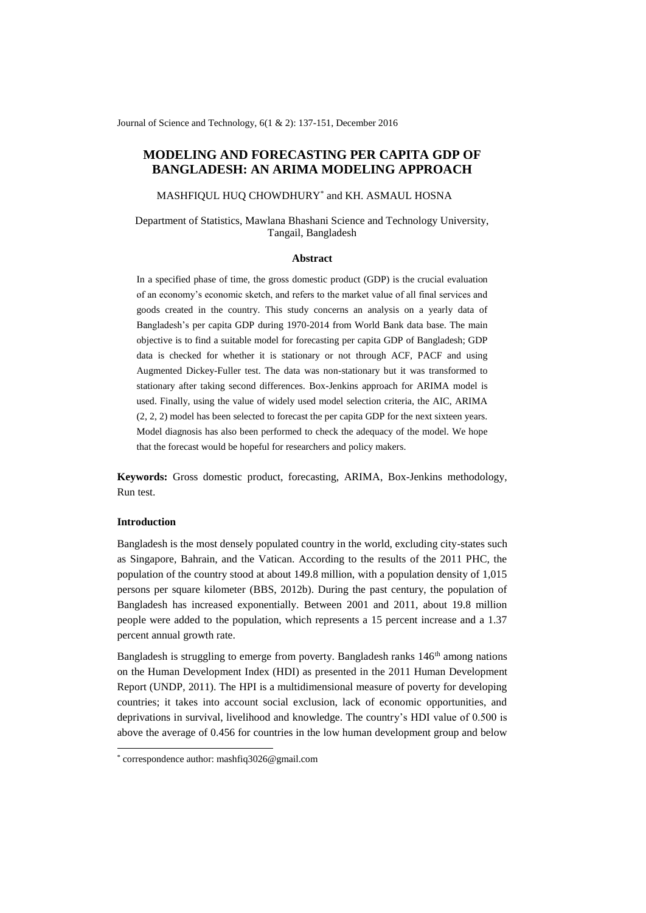# MODELING AND FORECASTING PER CAPITA GDP OF BANGLADESH: AN ARIMA MODELING APPROACH

MASHFIQUL HUQ CHOWDHURY* and KH. ASMAUL HOSNA

Department of Statistics, Mawlana Bhashani Science and Technology University, Tangail, Bangladesh

### Abstract

In a specified phase of time, the gross domestic product (GDP) is the crucial evaluation of an economy's economic sketch, and refers to the market value of all final services and goods created in the country. This study concerns an analysis on a yearly data of Bangladesh's per capita GDP during 1970-2014 from World Bank data base. The main objective is to find a suitable model for forecasting per capita GDP of Bangladesh; GDP data is checked for whether it is stationary or not through ACF, PACF and using Augmented Dickey-Fuller test. The data was non-stationary but it was transformed to stationary after taking second differences. Box-Jenkins approach for ARIMA model is used. Finally, using the value of widely used model selection criteria, the AIC, ARIMA (2, 2, 2) model has been selected to forecast the per capita GDP for the next sixteen years. Model diagnosis has also been performed to check the adequacy of the model. We hope that the forecast would be hopeful for researchers and policy makers.

**Keywords:** Gross domestic product, forecasting, ARIMA, Box-Jenkins methodology, Run test.

### Introduction

Bangladesh is the most densely populated country in the world, excluding city-states such as Singapore, Bahrain, and the Vatican. According to the results of the 2011 PHC, the population of the country stood at about 149.8 million, with a population density of 1,015 persons per square kilometer (BBS, 2012b). During the past century, the population of Bangladesh has increased exponentially. Between 2001 and 2011, about 19.8 million people were added to the population, which represents a 15 percent increase and a 1.37 percent annual growth rate.

Bangladesh is struggling to emerge from poverty. Bangladesh ranks 146th among nations on the Human Development Index (HDI) as presented in the 2011 Human Development Report (UNDP, 2011). The HPI is a multidimensional measure of poverty for developing countries; it takes into account social exclusion, lack of economic opportunities, and deprivations in survival, livelihood and knowledge. The country's HDI value of 0.500 is above the average of 0.456 for countries in the low human development group and below

---

* correspondence author: mashfiq3026@gmail.com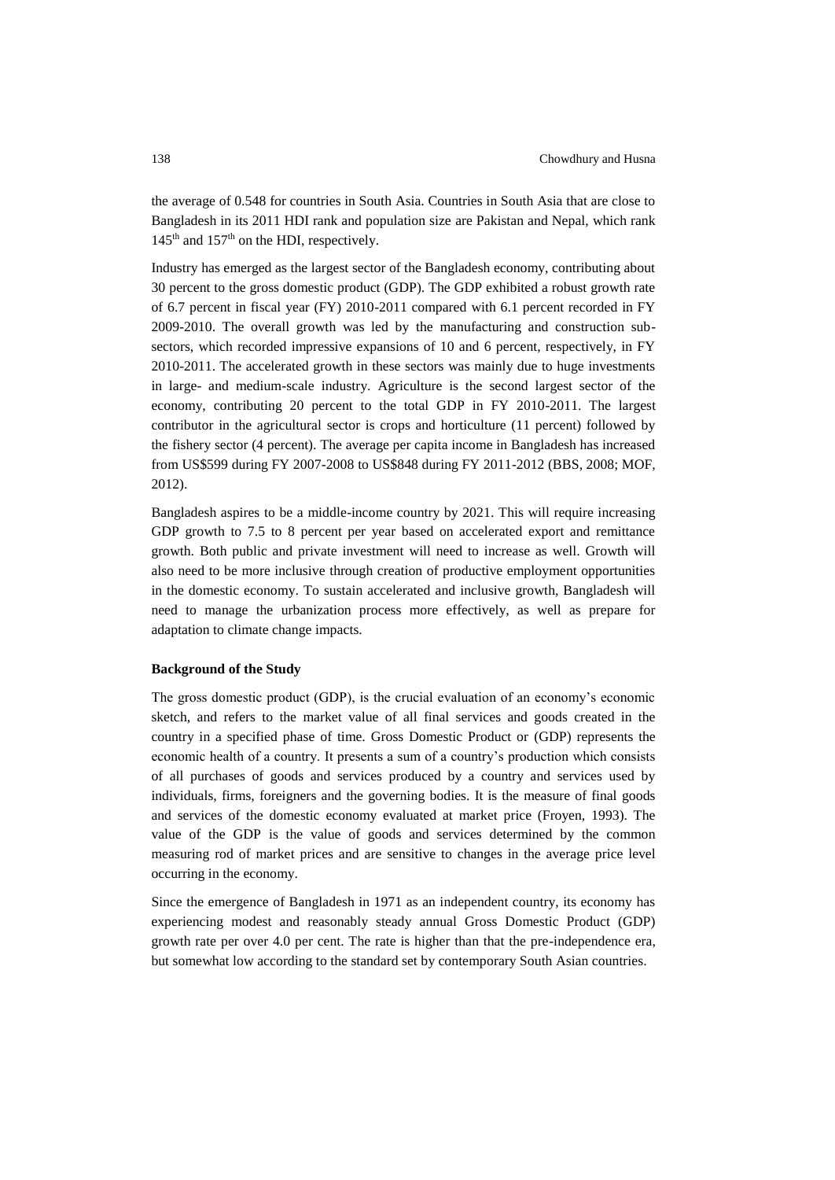the average of 0.548 for countries in South Asia. Countries in South Asia that are close to Bangladesh in its 2011 HDI rank and population size are Pakistan and Nepal, which rank 145th and 157th on the HDI, respectively.

Industry has emerged as the largest sector of the Bangladesh economy, contributing about 30 percent to the gross domestic product (GDP). The GDP exhibited a robust growth rate of 6.7 percent in fiscal year (FY) 2010-2011 compared with 6.1 percent recorded in FY 2009-2010. The overall growth was led by the manufacturing and construction sub-sectors, which recorded impressive expansions of 10 and 6 percent, respectively, in FY 2010-2011. The accelerated growth in these sectors was mainly due to huge investments in large- and medium-scale industry. Agriculture is the second largest sector of the economy, contributing 20 percent to the total GDP in FY 2010-2011. The largest contributor in the agricultural sector is crops and horticulture (11 percent) followed by the fishery sector (4 percent). The average per capita income in Bangladesh has increased from US$599 during FY 2007-2008 to US$848 during FY 2011-2012 (BBS, 2008; MOF, 2012).

Bangladesh aspires to be a middle-income country by 2021. This will require increasing GDP growth to 7.5 to 8 percent per year based on accelerated export and remittance growth. Both public and private investment will need to increase as well. Growth will also need to be more inclusive through creation of productive employment opportunities in the domestic economy. To sustain accelerated and inclusive growth, Bangladesh will need to manage the urbanization process more effectively, as well as prepare for adaptation to climate change impacts.

**Background of the Study**

The gross domestic product (GDP), is the crucial evaluation of an economy's economic sketch, and refers to the market value of all final services and goods created in the country in a specified phase of time. Gross Domestic Product or (GDP) represents the economic health of a country. It presents a sum of a country's production which consists of all purchases of goods and services produced by a country and services used by individuals, firms, foreigners and the governing bodies. It is the measure of final goods and services of the domestic economy evaluated at market price (Froyen, 1993). The value of the GDP is the value of goods and services determined by the common measuring rod of market prices and are sensitive to changes in the average price level occurring in the economy.

Since the emergence of Bangladesh in 1971 as an independent country, its economy has experiencing modest and reasonably steady annual Gross Domestic Product (GDP) growth rate per over 4.0 per cent. The rate is higher than that the pre-independence era, but somewhat low according to the standard set by contemporary South Asian countries.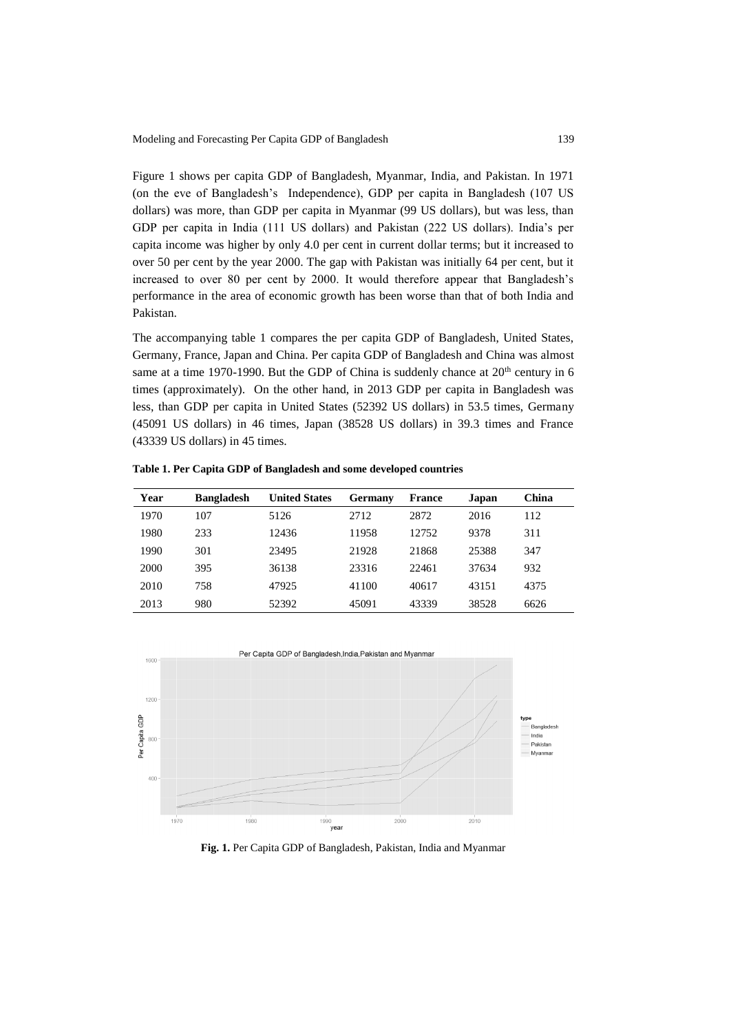Figure 1 shows per capita GDP of Bangladesh, Myanmar, India, and Pakistan. In 1971 (on the eve of Bangladesh's Independence), GDP per capita in Bangladesh (107 US dollars) was more, than GDP per capita in Myanmar (99 US dollars), but was less, than GDP per capita in India (111 US dollars) and Pakistan (222 US dollars). India's per capita income was higher by only 4.0 per cent in current dollar terms; but it increased to over 50 per cent by the year 2000. The gap with Pakistan was initially 64 per cent, but it increased to over 80 per cent by 2000. It would therefore appear that Bangladesh's performance in the area of economic growth has been worse than that of both India and Pakistan.

The accompanying table 1 compares the per capita GDP of Bangladesh, United States, Germany, France, Japan and China. Per capita GDP of Bangladesh and China was almost same at a time 1970-1990. But the GDP of China is suddenly chance at 20th century in 6 times (approximately). On the other hand, in 2013 GDP per capita in Bangladesh was less, than GDP per capita in United States (52392 US dollars) in 53.5 times, Germany (45091 US dollars) in 46 times, Japan (38528 US dollars) in 39.3 times and France (43339 US dollars) in 45 times.

**Table 1. Per Capita GDP of Bangladesh and some developed countries**

| Year | Bangladesh | United States | Germany | France | Japan | China |
|---|---|---|---|---|---|---|
| 1970 | 107 | 5126 | 2712 | 2872 | 2016 | 112 |
| 1980 | 233 | 12436 | 11958 | 12752 | 9378 | 311 |
| 1990 | 301 | 23495 | 21928 | 21868 | 25388 | 347 |
| 2000 | 395 | 36138 | 23316 | 22461 | 37634 | 932 |
| 2010 | 758 | 47925 | 41100 | 40617 | 43151 | 4375 |
| 2013 | 980 | 52392 | 45091 | 43339 | 38528 | 6626 |

**Fig. 1.** Per Capita GDP of Bangladesh, Pakistan, India and Myanmar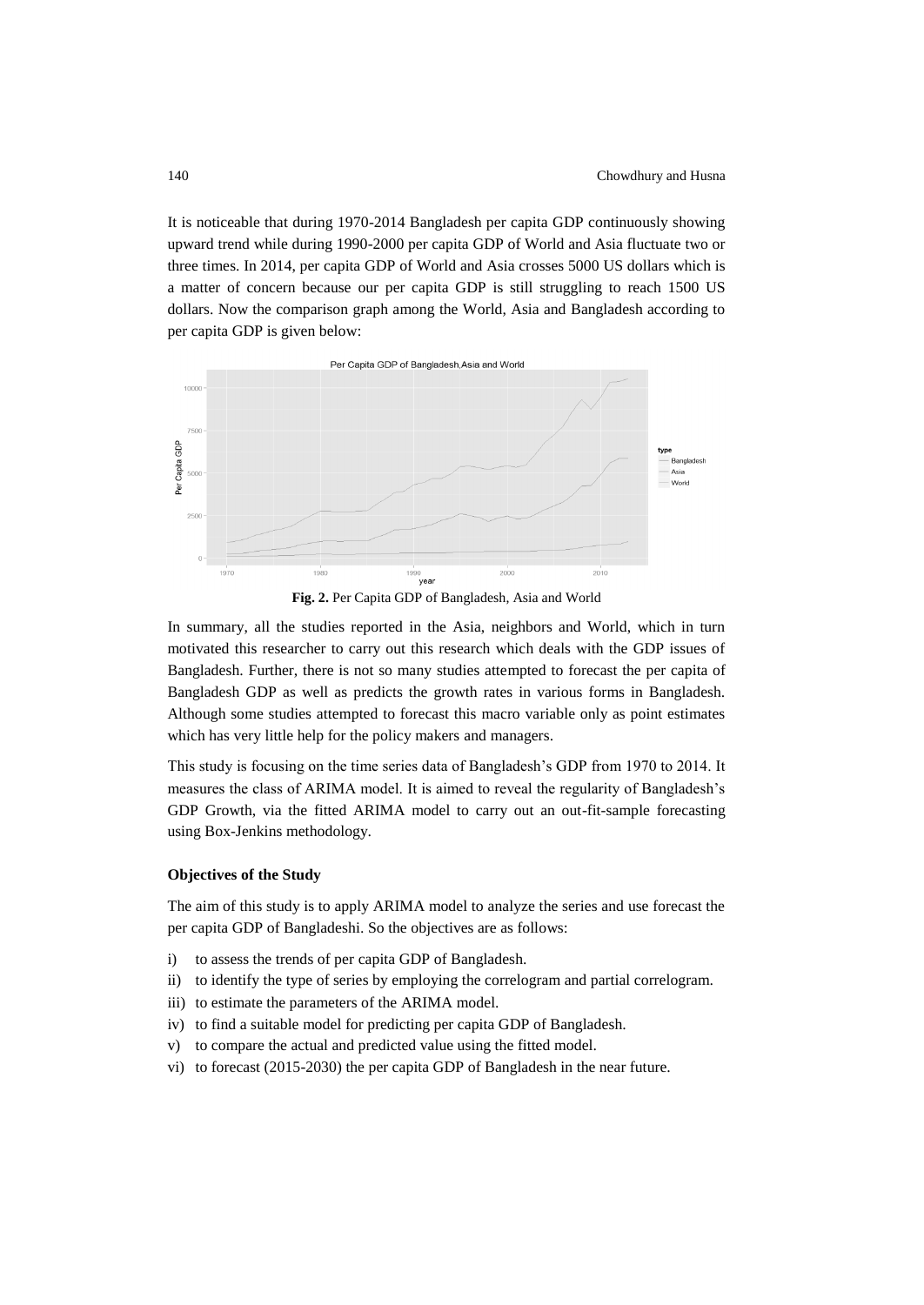It is noticeable that during 1970-2014 Bangladesh per capita GDP continuously showing upward trend while during 1990-2000 per capita GDP of World and Asia fluctuate two or three times. In 2014, per capita GDP of World and Asia crosses 5000 US dollars which is a matter of concern because our per capita GDP is still struggling to reach 1500 US dollars. Now the comparison graph among the World, Asia and Bangladesh according to per capita GDP is given below:

**Fig. 2.** Per Capita GDP of Bangladesh, Asia and World

In summary, all the studies reported in the Asia, neighbors and World, which in turn motivated this researcher to carry out this research which deals with the GDP issues of Bangladesh. Further, there is not so many studies attempted to forecast the per capita of Bangladesh GDP as well as predicts the growth rates in various forms in Bangladesh. Although some studies attempted to forecast this macro variable only as point estimates which has very little help for the policy makers and managers.

This study is focusing on the time series data of Bangladesh's GDP from 1970 to 2014. It measures the class of ARIMA model. It is aimed to reveal the regularity of Bangladesh's GDP Growth, via the fitted ARIMA model to carry out an out-fit-sample forecasting using Box-Jenkins methodology.

### Objectives of the Study

The aim of this study is to apply ARIMA model to analyze the series and use forecast the per capita GDP of Bangladeshi. So the objectives are as follows:

i) to assess the trends of per capita GDP of Bangladesh.
ii) to identify the type of series by employing the correlogram and partial correlogram.
iii) to estimate the parameters of the ARIMA model.
iv) to find a suitable model for predicting per capita GDP of Bangladesh.
v) to compare the actual and predicted value using the fitted model.
vi) to forecast (2015-2030) the per capita GDP of Bangladesh in the near future.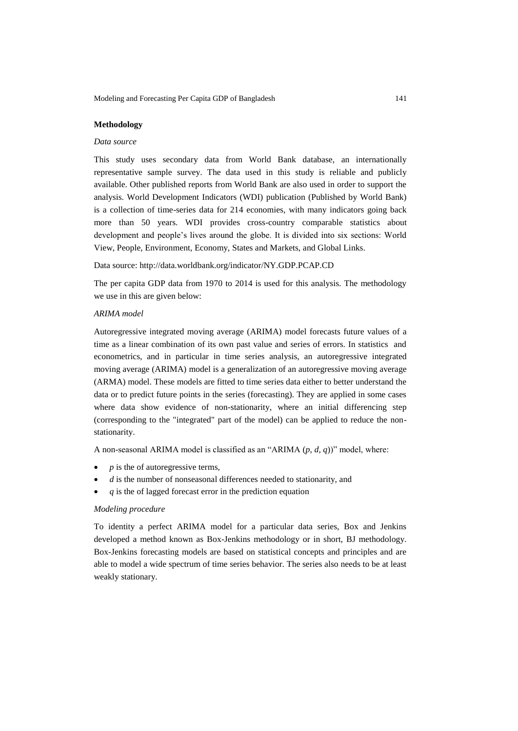## Methodology

### *Data source*

This study uses secondary data from World Bank database, an internationally representative sample survey. The data used in this study is reliable and publicly available. Other published reports from World Bank are also used in order to support the analysis. World Development Indicators (WDI) publication (Published by World Bank) is a collection of time-series data for 214 economies, with many indicators going back more than 50 years. WDI provides cross-country comparable statistics about development and people's lives around the globe. It is divided into six sections: World View, People, Environment, Economy, States and Markets, and Global Links.

Data source: http://data.worldbank.org/indicator/NY.GDP.PCAP.CD

The per capita GDP data from 1970 to 2014 is used for this analysis. The methodology we use in this are given below:

### *ARIMA model*

Autoregressive integrated moving average (ARIMA) model forecasts future values of a time as a linear combination of its own past value and series of errors. In statistics and econometrics, and in particular in time series analysis, an autoregressive integrated moving average (ARIMA) model is a generalization of an autoregressive moving average (ARMA) model. These models are fitted to time series data either to better understand the data or to predict future points in the series (forecasting). They are applied in some cases where data show evidence of non-stationarity, where an initial differencing step (corresponding to the "integrated" part of the model) can be applied to reduce the non-stationarity.

A non-seasonal ARIMA model is classified as an "ARIMA ($p$, $d$, $q$))" model, where:

- $p$ is the of autoregressive terms,
- $d$ is the number of nonseasonal differences needed to stationarity, and
- $q$ is the of lagged forecast error in the prediction equation

### *Modeling procedure*

To identity a perfect ARIMA model for a particular data series, Box and Jenkins developed a method known as Box-Jenkins methodology or in short, BJ methodology. Box-Jenkins forecasting models are based on statistical concepts and principles and are able to model a wide spectrum of time series behavior. The series also needs to be at least weakly stationary.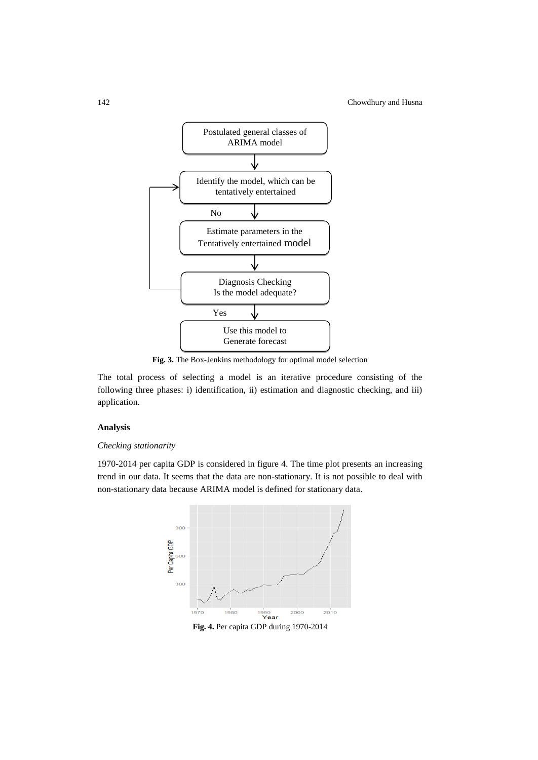Fig. 3. The Box-Jenkins methodology for optimal model selection

The total process of selecting a model is an iterative procedure consisting of the following three phases: i) identification, ii) estimation and diagnostic checking, and iii) application.

**Analysis**

*Checking stationarity*

1970-2014 per capita GDP is considered in figure 4. The time plot presents an increasing trend in our data. It seems that the data are non-stationary. It is not possible to deal with non-stationary data because ARIMA model is defined for stationary data.

**Fig. 4.** Per capita GDP during 1970-2014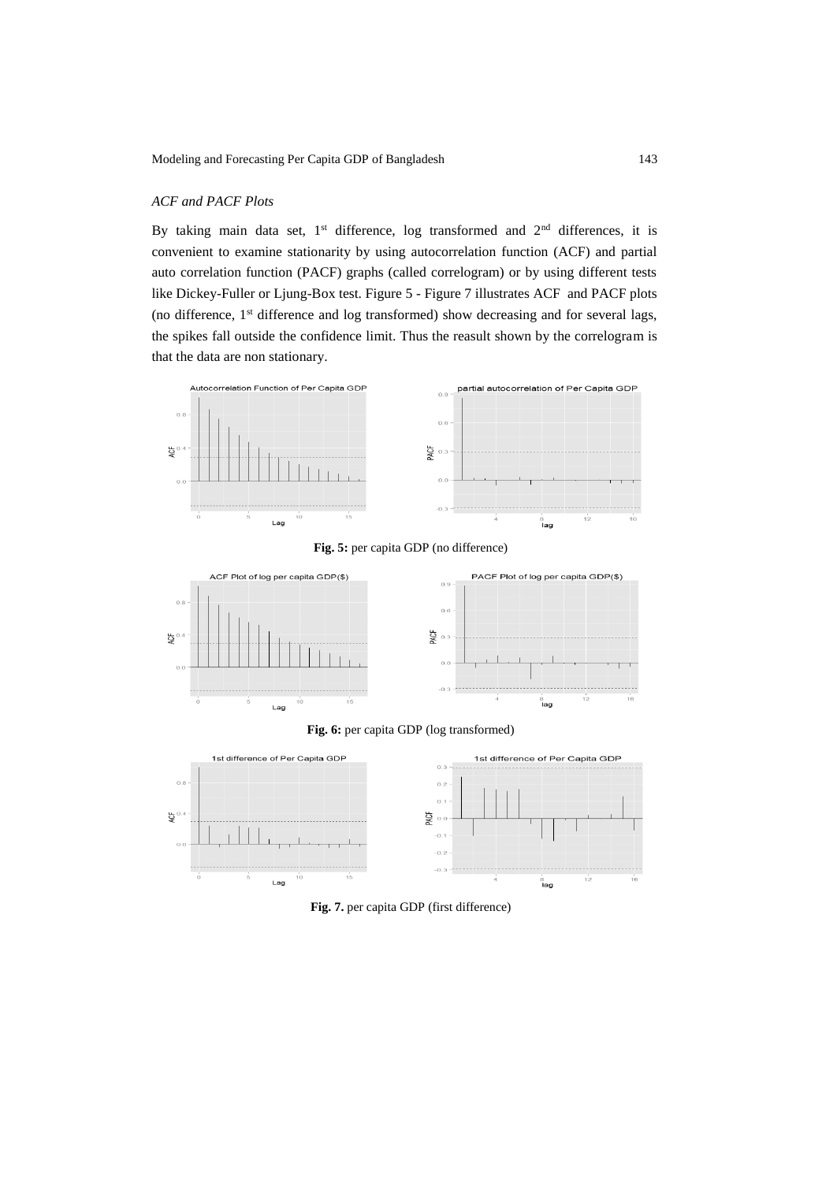*ACF and PACF Plots*

By taking main data set, 1st difference, log transformed and 2nd differences, it is convenient to examine stationarity by using autocorrelation function (ACF) and partial auto correlation function (PACF) graphs (called correlogram) or by using different tests like Dickey-Fuller or Ljung-Box test. Figure 5 - Figure 7 illustrates ACF and PACF plots (no difference, 1st difference and log transformed) show decreasing and for several lags, the spikes fall outside the confidence limit. Thus the reasult shown by the correlogram is that the data are non stationary.

**Fig. 5:** per capita GDP (no difference)

**Fig. 6:** per capita GDP (log transformed)

**Fig. 7.** per capita GDP (first difference)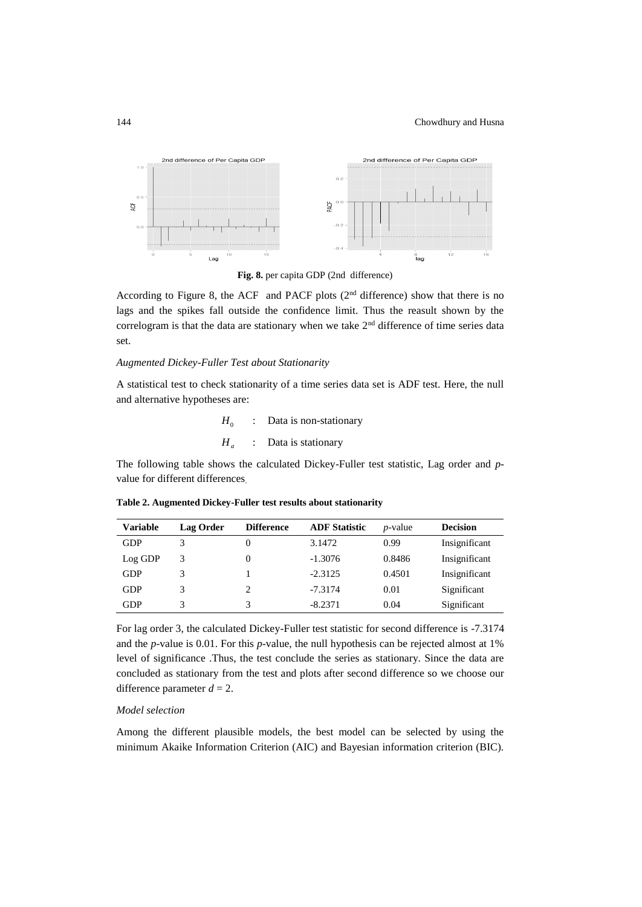**Fig. 8.** per capita GDP (2nd difference)

According to Figure 8, the ACF and PACF plots (2[nd] difference) show that there is no lags and the spikes fall outside the confidence limit. Thus the reasult shown by the correlogram is that the data are stationary when we take 2[nd] difference of time series data set.

*Augmented Dickey-Fuller Test about Stationarity*

A statistical test to check stationarity of a time series data set is ADF test. Here, the null and alternative hypotheses are:

$H_0$ : Data is non-stationary

$H_a$ : Data is stationary

The following table shows the calculated Dickey-Fuller test statistic, Lag order and *p*-value for different differences.

**Table 2. Augmented Dickey-Fuller test results about stationarity**

| Variable | Lag Order | Difference | ADF Statistic | *p*-value | Decision |
|---|---|---|---|---|---|
| GDP | 3 | 0 | 3.1472 | 0.99 | Insignificant |
| Log GDP | 3 | 0 | -1.3076 | 0.8486 | Insignificant |
| GDP | 3 | 1 | -2.3125 | 0.4501 | Insignificant |
| GDP | 3 | 2 | -7.3174 | 0.01 | Significant |
| GDP | 3 | 3 | -8.2371 | 0.04 | Significant |

For lag order 3, the calculated Dickey-Fuller test statistic for second difference is -7.3174 and the *p*-value is 0.01. For this *p*-value, the null hypothesis can be rejected almost at 1% level of significance .Thus, the test conclude the series as stationary. Since the data are concluded as stationary from the test and plots after second difference so we choose our difference parameter $d = 2$.

*Model selection*

Among the different plausible models, the best model can be selected by using the minimum Akaike Information Criterion (AIC) and Bayesian information criterion (BIC).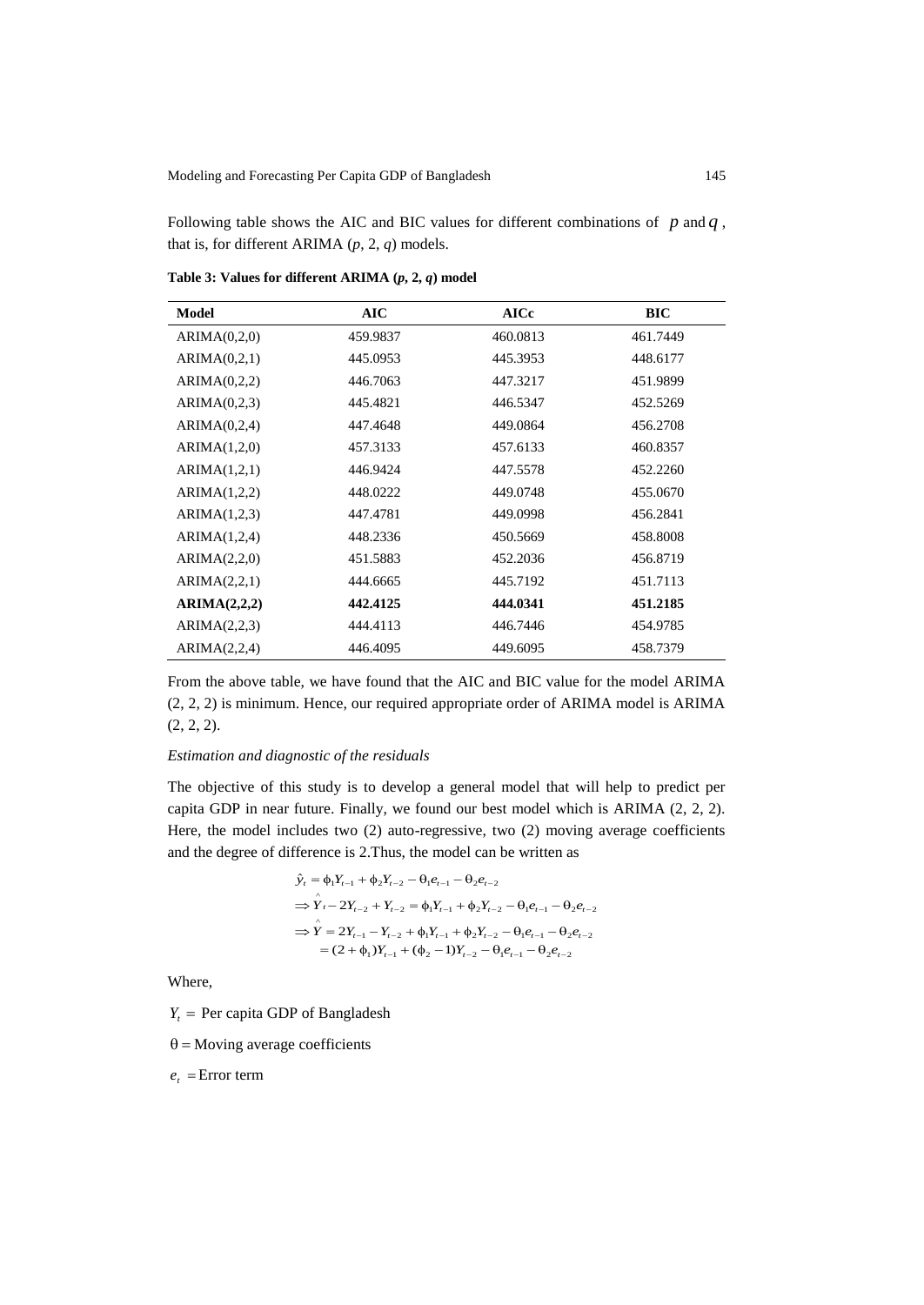Following table shows the AIC and BIC values for different combinations of $p$ and $q$, that is, for different ARIMA ($p$, 2, $q$) models.

**Table 3: Values for different ARIMA ($p$, 2, $q$) model**

| Model | AIC | AICc | BIC |
|---|---|---|---|
| ARIMA(0,2,0) | 459.9837 | 460.0813 | 461.7449 |
| ARIMA(0,2,1) | 445.0953 | 445.3953 | 448.6177 |
| ARIMA(0,2,2) | 446.7063 | 447.3217 | 451.9899 |
| ARIMA(0,2,3) | 445.4821 | 446.5347 | 452.5269 |
| ARIMA(0,2,4) | 447.4648 | 449.0864 | 456.2708 |
| ARIMA(1,2,0) | 457.3133 | 457.6133 | 460.8357 |
| ARIMA(1,2,1) | 446.9424 | 447.5578 | 452.2260 |
| ARIMA(1,2,2) | 448.0222 | 449.0748 | 455.0670 |
| ARIMA(1,2,3) | 447.4781 | 449.0998 | 456.2841 |
| ARIMA(1,2,4) | 448.2336 | 450.5669 | 458.8008 |
| ARIMA(2,2,0) | 451.5883 | 452.2036 | 456.8719 |
| ARIMA(2,2,1) | 444.6665 | 445.7192 | 451.7113 |
| **ARIMA(2,2,2)** | **442.4125** | **444.0341** | **451.2185** |
| ARIMA(2,2,3) | 444.4113 | 446.7446 | 454.9785 |
| ARIMA(2,2,4) | 446.4095 | 449.6095 | 458.7379 |

From the above table, we have found that the AIC and BIC value for the model ARIMA (2, 2, 2) is minimum. Hence, our required appropriate order of ARIMA model is ARIMA (2, 2, 2).

*Estimation and diagnostic of the residuals*

The objective of this study is to develop a general model that will help to predict per capita GDP in near future. Finally, we found our best model which is ARIMA (2, 2, 2). Here, the model includes two (2) auto-regressive, two (2) moving average coefficients and the degree of difference is 2.Thus, the model can be written as

$$
\begin{aligned}
&\hat{y}_t = \phi_1 Y_{t-1} + \phi_2 Y_{t-2} - \theta_1 e_{t-1} - \theta_2 e_{t-2} \\
&\Rightarrow \hat{Y}_t - 2Y_{t-2} + Y_{t-2} = \phi_1 Y_{t-1} + \phi_2 Y_{t-2} - \theta_1 e_{t-1} - \theta_2 e_{t-2} \\
&\Rightarrow \hat{Y} = 2Y_{t-1} - Y_{t-2} + \phi_1 Y_{t-1} + \phi_2 Y_{t-2} - \theta_1 e_{t-1} - \theta_2 e_{t-2} \\
&\quad = (2 + \phi_1) Y_{t-1} + (\phi_2 - 1) Y_{t-2} - \theta_1 e_{t-1} - \theta_2 e_{t-2}
\end{aligned}
$$

Where,

$Y_t =$ Per capita GDP of Bangladesh

$\theta =$ Moving average coefficients

$e_t =$ Error term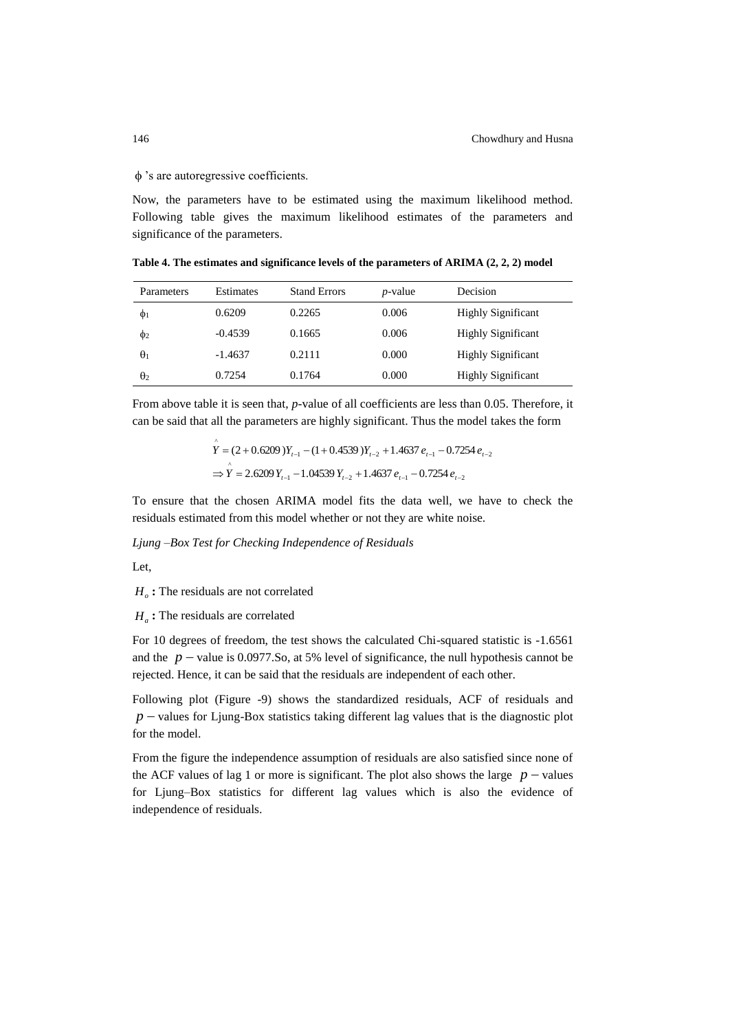$\phi$ 's are autoregressive coefficients.

Now, the parameters have to be estimated using the maximum likelihood method. Following table gives the maximum likelihood estimates of the parameters and significance of the parameters.

**Table 4. The estimates and significance levels of the parameters of ARIMA (2, 2, 2) model**

| Parameters | Estimates | Stand Errors | *p*-value | Decision |
|---|---|---|---|---|
| $\phi_1$ | 0.6209 | 0.2265 | 0.006 | Highly Significant |
| $\phi_2$ | -0.4539 | 0.1665 | 0.006 | Highly Significant |
| $\theta_1$ | -1.4637 | 0.2111 | 0.000 | Highly Significant |
| $\theta_2$ | 0.7254 | 0.1764 | 0.000 | Highly Significant |

From above table it is seen that, *p*-value of all coefficients are less than 0.05. Therefore, it can be said that all the parameters are highly significant. Thus the model takes the form

$$\hat{Y} = (2 + 0.6209)Y_{t-1} - (1 + 0.4539)Y_{t-2} + 1.4637\, e_{t-1} - 0.7254\, e_{t-2}$$

$$\Rightarrow \hat{Y} = 2.6209\, Y_{t-1} - 1.04539\, Y_{t-2} + 1.4637\, e_{t-1} - 0.7254\, e_{t-2}$$

To ensure that the chosen ARIMA model fits the data well, we have to check the residuals estimated from this model whether or not they are white noise.

*Ljung –Box Test for Checking Independence of Residuals*

Let,

$H_o$ **:** The residuals are not correlated

$H_a$ **:** The residuals are correlated

For 10 degrees of freedom, the test shows the calculated Chi-squared statistic is -1.6561 and the $p-$value is 0.0977.So, at 5% level of significance, the null hypothesis cannot be rejected. Hence, it can be said that the residuals are independent of each other.

Following plot (Figure -9) shows the standardized residuals, ACF of residuals and $p-$values for Ljung-Box statistics taking different lag values that is the diagnostic plot for the model.

From the figure the independence assumption of residuals are also satisfied since none of the ACF values of lag 1 or more is significant. The plot also shows the large $p-$values for Ljung–Box statistics for different lag values which is also the evidence of independence of residuals.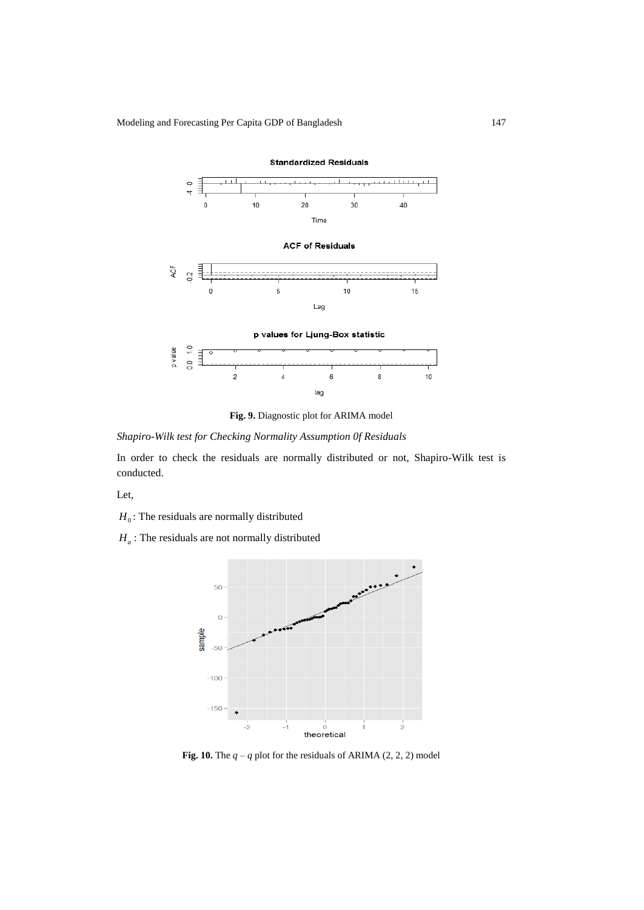Fig. 9. Diagnostic plot for ARIMA model

*Shapiro-Wilk test for Checking Normality Assumption 0f Residuals*

In order to check the residuals are normally distributed or not, Shapiro-Wilk test is conducted.

Let,

$H_0$: The residuals are normally distributed

$H_a$ : The residuals are not normally distributed

Fig. 10. The $q-q$ plot for the residuals of ARIMA (2, 2, 2) model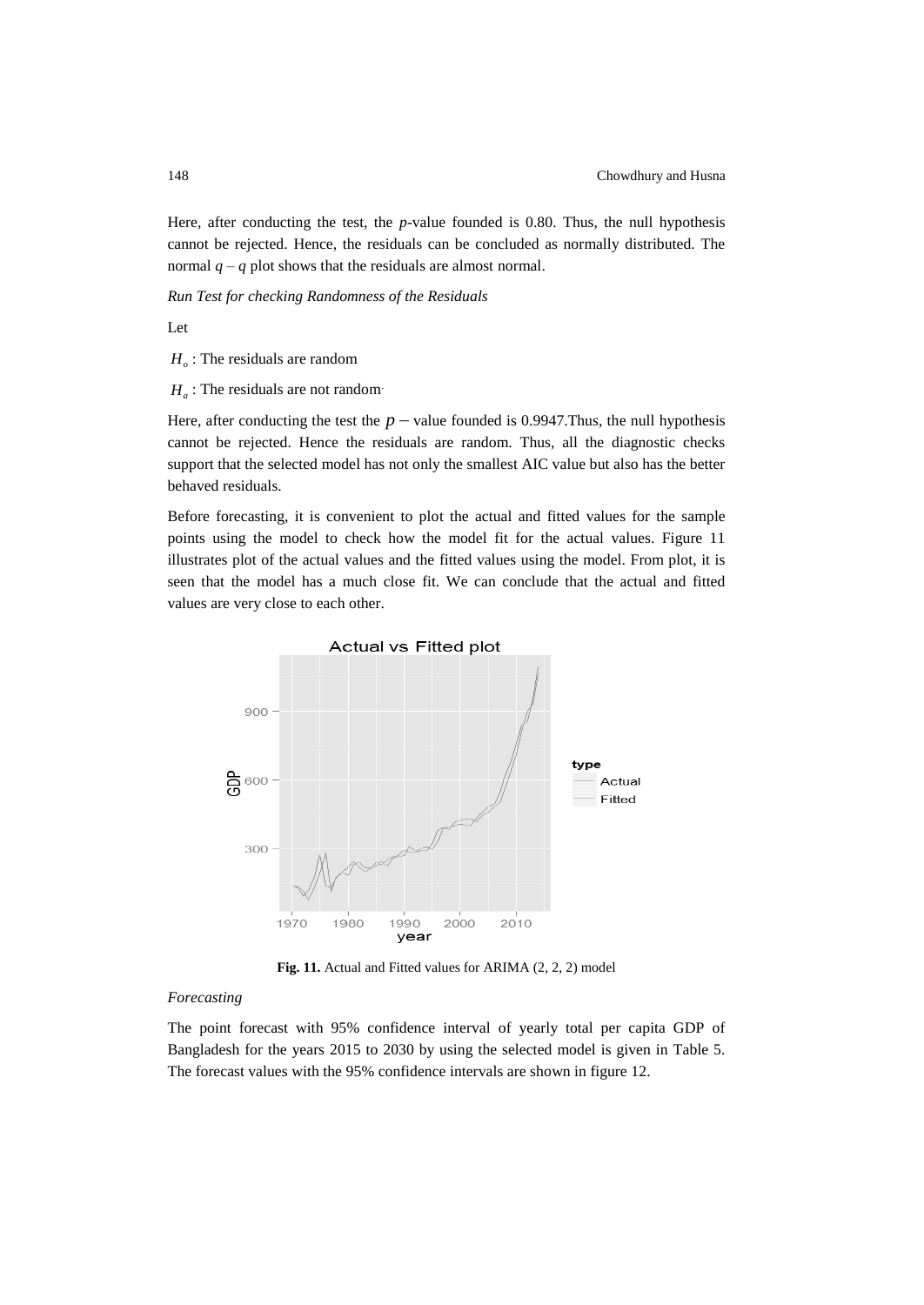Here, after conducting the test, the *p*-value founded is 0.80. Thus, the null hypothesis cannot be rejected. Hence, the residuals can be concluded as normally distributed. The normal $q - q$ plot shows that the residuals are almost normal.

*Run Test for checking Randomness of the Residuals*

Let

$H_o$ : The residuals are random

$H_a$ : The residuals are not random.

Here, after conducting the test the $p-$ value founded is 0.9947.Thus, the null hypothesis cannot be rejected. Hence the residuals are random. Thus, all the diagnostic checks support that the selected model has not only the smallest AIC value but also has the better behaved residuals.

Before forecasting, it is convenient to plot the actual and fitted values for the sample points using the model to check how the model fit for the actual values. Figure 11 illustrates plot of the actual values and the fitted values using the model. From plot, it is seen that the model has a much close fit. We can conclude that the actual and fitted values are very close to each other.

**Fig. 11.** Actual and Fitted values for ARIMA (2, 2, 2) model

*Forecasting*

The point forecast with 95% confidence interval of yearly total per capita GDP of Bangladesh for the years 2015 to 2030 by using the selected model is given in Table 5. The forecast values with the 95% confidence intervals are shown in figure 12.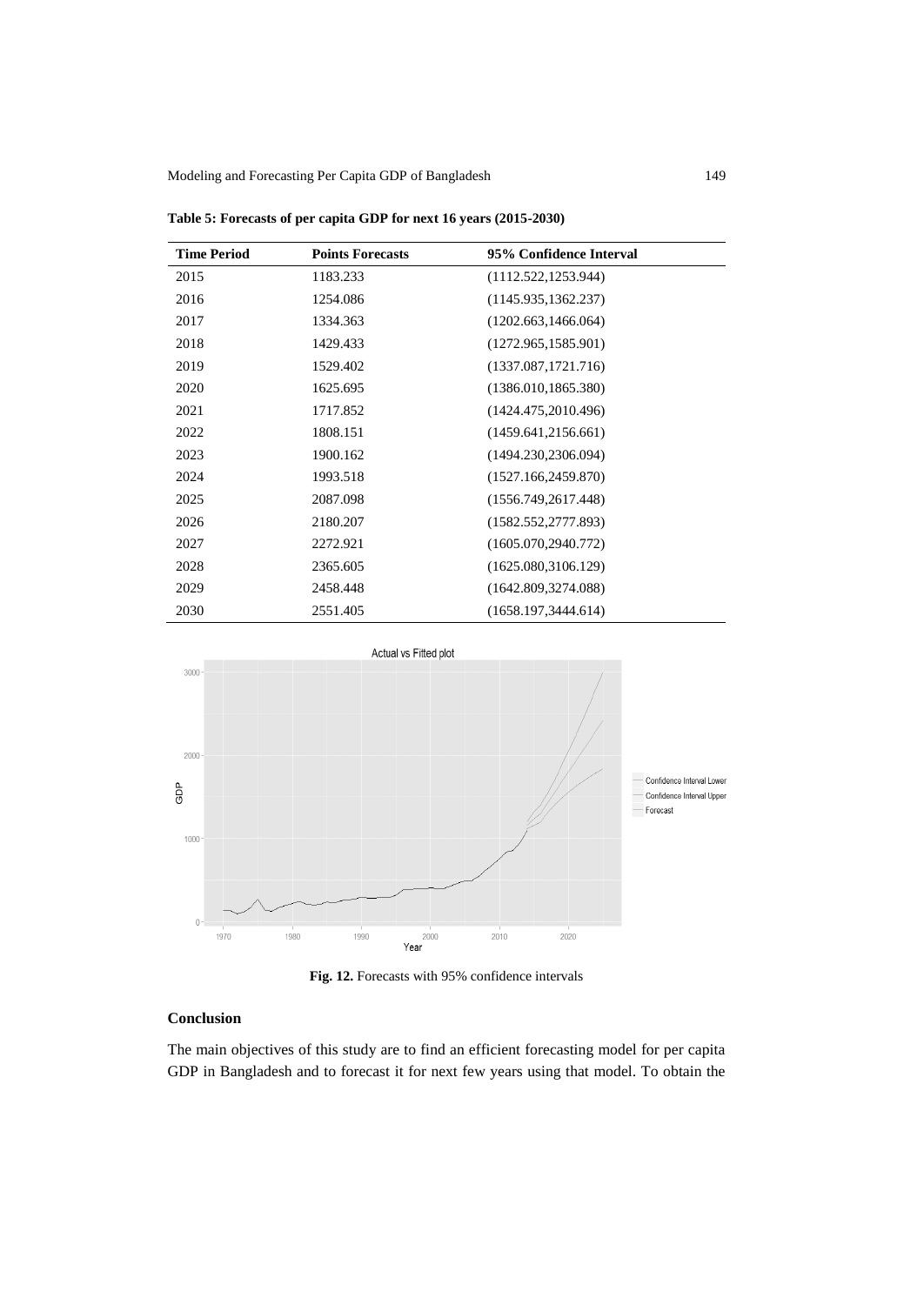**Table 5: Forecasts of per capita GDP for next 16 years (2015-2030)**

| Time Period | Points Forecasts | 95% Confidence Interval |
|---|---|---|
| 2015 | 1183.233 | (1112.522,1253.944) |
| 2016 | 1254.086 | (1145.935,1362.237) |
| 2017 | 1334.363 | (1202.663,1466.064) |
| 2018 | 1429.433 | (1272.965,1585.901) |
| 2019 | 1529.402 | (1337.087,1721.716) |
| 2020 | 1625.695 | (1386.010,1865.380) |
| 2021 | 1717.852 | (1424.475,2010.496) |
| 2022 | 1808.151 | (1459.641,2156.661) |
| 2023 | 1900.162 | (1494.230,2306.094) |
| 2024 | 1993.518 | (1527.166,2459.870) |
| 2025 | 2087.098 | (1556.749,2617.448) |
| 2026 | 2180.207 | (1582.552,2777.893) |
| 2027 | 2272.921 | (1605.070,2940.772) |
| 2028 | 2365.605 | (1625.080,3106.129) |
| 2029 | 2458.448 | (1642.809,3274.088) |
| 2030 | 2551.405 | (1658.197,3444.614) |

**Fig. 12.** Forecasts with 95% confidence intervals

## Conclusion

The main objectives of this study are to find an efficient forecasting model for per capita GDP in Bangladesh and to forecast it for next few years using that model. To obtain the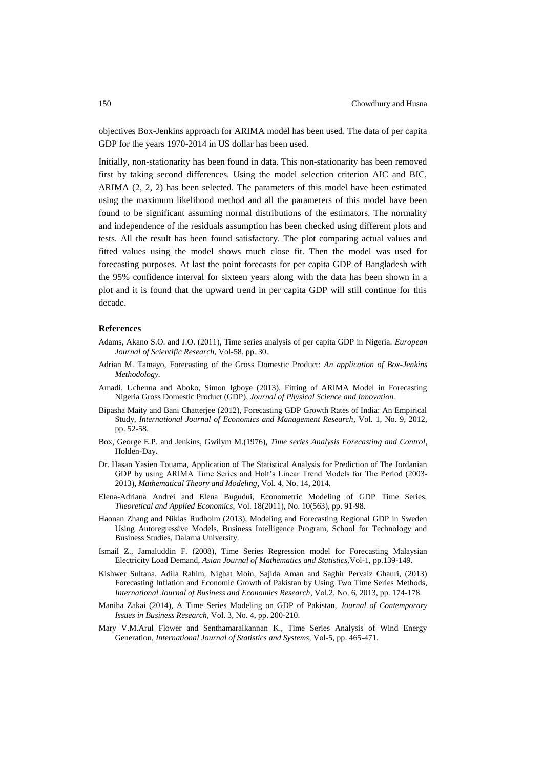objectives Box-Jenkins approach for ARIMA model has been used. The data of per capita GDP for the years 1970-2014 in US dollar has been used.

Initially, non-stationarity has been found in data. This non-stationarity has been removed first by taking second differences. Using the model selection criterion AIC and BIC, ARIMA (2, 2, 2) has been selected. The parameters of this model have been estimated using the maximum likelihood method and all the parameters of this model have been found to be significant assuming normal distributions of the estimators. The normality and independence of the residuals assumption has been checked using different plots and tests. All the result has been found satisfactory. The plot comparing actual values and fitted values using the model shows much close fit. Then the model was used for forecasting purposes. At last the point forecasts for per capita GDP of Bangladesh with the 95% confidence interval for sixteen years along with the data has been shown in a plot and it is found that the upward trend in per capita GDP will still continue for this decade.

## References

Adams, Akano S.O. and J.O. (2011), Time series analysis of per capita GDP in Nigeria. *European Journal of Scientific Research,* Vol-58, pp. 30.

Adrian M. Tamayo, Forecasting of the Gross Domestic Product: *An application of Box-Jenkins Methodology.*

Amadi, Uchenna and Aboko, Simon Igboye (2013), Fitting of ARIMA Model in Forecasting Nigeria Gross Domestic Product (GDP), *Journal of Physical Science and Innovation.*

Bipasha Maity and Bani Chatterjee (2012), Forecasting GDP Growth Rates of India: An Empirical Study, *International Journal of Economics and Management Research*, Vol. 1, No. 9, 2012, pp. 52-58.

Box, George E.P. and Jenkins, Gwilym M.(1976), *Time series Analysis Forecasting and Control*, Holden-Day.

Dr. Hasan Yasien Touama, Application of The Statistical Analysis for Prediction of The Jordanian GDP by using ARIMA Time Series and Holt's Linear Trend Models for The Period (2003-2013), *Mathematical Theory and Modeling*, Vol. 4, No. 14, 2014.

Elena-Adriana Andrei and Elena Bugudui, Econometric Modeling of GDP Time Series, *Theoretical and Applied Economics,* Vol. 18(2011), No. 10(563), pp. 91-98.

Haonan Zhang and Niklas Rudholm (2013), Modeling and Forecasting Regional GDP in Sweden Using Autoregressive Models, Business Intelligence Program, School for Technology and Business Studies, Dalarna University.

Ismail Z., Jamaluddin F. (2008), Time Series Regression model for Forecasting Malaysian Electricity Load Demand, *Asian Journal of Mathematics and Statistics,*Vol-1, pp.139-149.

Kishwer Sultana, Adila Rahim, Nighat Moin, Sajida Aman and Saghir Pervaiz Ghauri, (2013) Forecasting Inflation and Economic Growth of Pakistan by Using Two Time Series Methods, *International Journal of Business and Economics Research*, Vol.2, No. 6, 2013, pp. 174-178.

Maniha Zakai (2014), A Time Series Modeling on GDP of Pakistan, *Journal of Contemporary Issues in Business Research*, Vol. 3, No. 4, pp. 200-210.

Mary V.M.Arul Flower and Senthamaraikannan K., Time Series Analysis of Wind Energy Generation, *International Journal of Statistics and Systems,* Vol-5, pp. 465-471.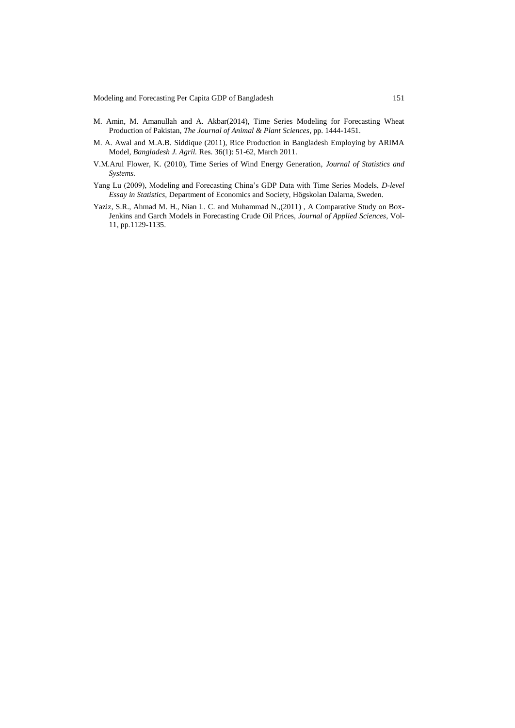M. Amin, M. Amanullah and A. Akbar(2014), Time Series Modeling for Forecasting Wheat Production of Pakistan, *The Journal of Animal & Plant Sciences*, pp. 1444-1451.

M. A. Awal and M.A.B. Siddique (2011), Rice Production in Bangladesh Employing by ARIMA Model, *Bangladesh J. Agril.* Res. 36(1): 51-62, March 2011.

V.M.Arul Flower, K. (2010), Time Series of Wind Energy Generation, *Journal of Statistics and Systems.*

Yang Lu (2009), Modeling and Forecasting China's GDP Data with Time Series Models, *D-level Essay in Statistics*, Department of Economics and Society, Högskolan Dalarna, Sweden.

Yaziz, S.R., Ahmad M. H., Nian L. C. and Muhammad N.,(2011) , A Comparative Study on Box-Jenkins and Garch Models in Forecasting Crude Oil Prices, *Journal of Applied Sciences*, Vol-11, pp.1129-1135.